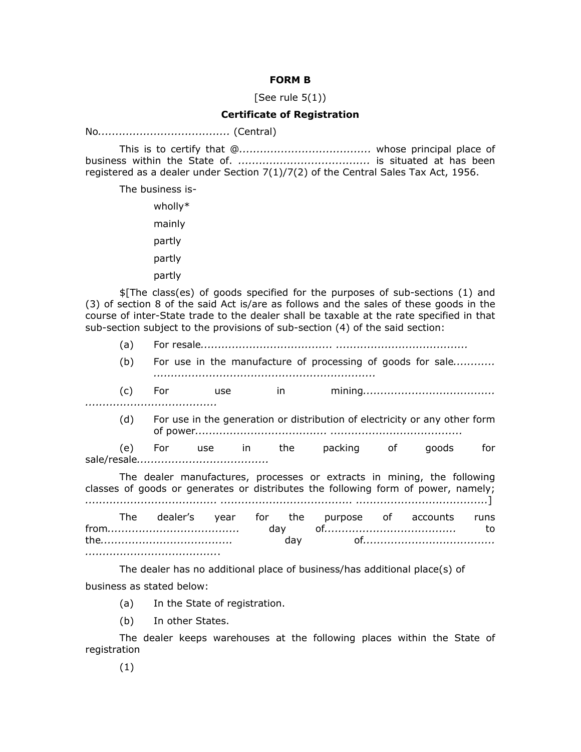**FORM B**

[See rule 5(1))

**Certificate of Registration**

No...................................... (Central)

This is to certify that @...................................... whose principal place of business within the State of. ...................................... is situated at has been registered as a dealer under Section 7(1)/7(2) of the Central Sales Tax Act, 1956.

The business is-

wholly*

mainly

partly

partly

partly

$[The class(es) of goods specified for the purposes of sub-sections (1) and (3) of section 8 of the said Act is/are as follows and the sales of these goods in the course of inter-State trade to the dealer shall be taxable at the rate specified in that sub-section subject to the provisions of sub-section (4) of the said section:

(a) For resale...................................... ......................................

(b) For use in the manufacture of processing of goods for sale............ ...............................................................

(c) For use in mining...................................... ......................................

(d) For use in the generation or distribution of electricity or any other form of power...................................... ......................................

(e) For use in the packing of goods for sale/resale......................................

The dealer manufactures, processes or extracts in mining, the following classes of goods or generates or distributes the following form of power, namely; ...................................... ...................................... ......................................]

The dealer's year for the purpose of accounts runs from...................................... day of...................................... to the...................................... day of...................................... ......................................

The dealer has no additional place of business/has additional place(s) of business as stated below:

(a) In the State of registration.

(b) In other States.

The dealer keeps warehouses at the following places within the State of registration

(1)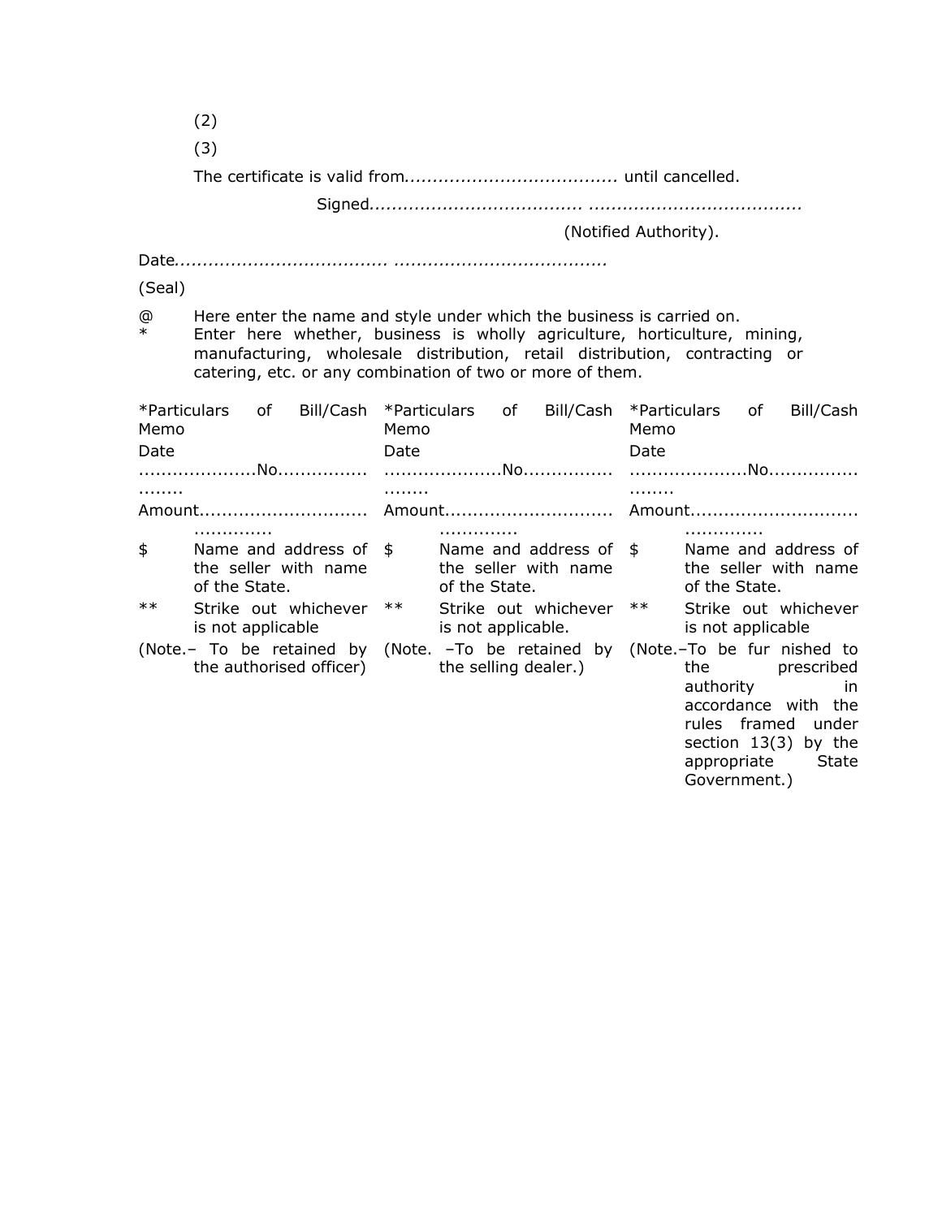(2)

(3)

The certificate is valid from...................................... until cancelled.

Signed..................................... ......................................

(Notified Authority).

Date..................................... ......................................

(Seal)

@ Here enter the name and style under which the business is carried on.

* Enter here whether, business is wholly agriculture, horticulture, mining, manufacturing, wholesale distribution, retail distribution, contracting or catering, etc. or any combination of two or more of them.

| | | |
|---|---|---|
| *Particulars of Bill/Cash Memo | *Particulars of Bill/Cash Memo | *Particulars of Bill/Cash Memo |
| Date .....................No....................... | Date .....................No....................... | Date .....................No....................... |
| Amount.......................................... | Amount.......................................... | Amount.......................................... |
| $ Name and address of the seller with name of the State. | $ Name and address of the seller with name of the State. | $ Name and address of the seller with name of the State. |
| ** Strike out whichever is not applicable | ** Strike out whichever is not applicable. | ** Strike out whichever is not applicable |
| (Note.– To be retained by the authorised officer) | (Note. –To be retained by the selling dealer.) | (Note.–To be fur nished to the prescribed authority in accordance with the rules framed under section 13(3) by the appropriate State Government.) |